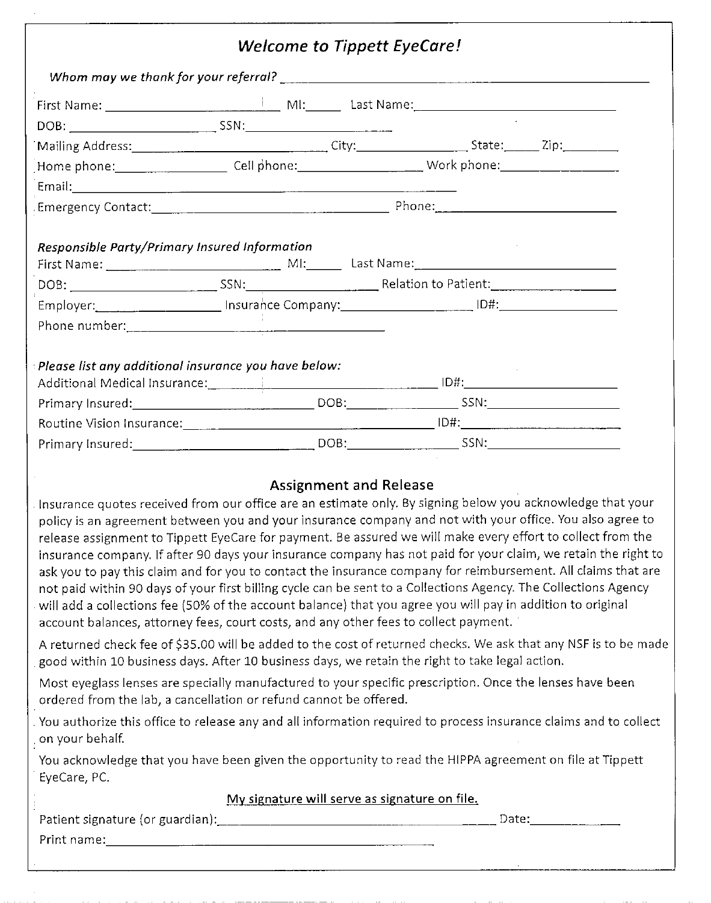## *Welcome to Tippett EyeCare!*

*Whom may we thank for your referral?* ______________________________________________

First Name: ______________________ MI:_____ Last Name:____________________________

DOB: ____________________ SSN:______________________

Mailing Address:____________________________ City:_______________ State:_____ Zip:________

Home phone:_______________ Cell phone:_________________ Work phone:________________

Email:____________________________________________________________

Emergency Contact:___________________________________ Phone:_____________________

*Responsible Party/Primary Insured Information*

First Name: ______________________ MI:_____ Last Name:____________________________

DOB: ____________________ SSN:__________________ Relation to Patient:_________________

Employer:________________ Insurance Company:_________________ ID#:________________

Phone number:_______________________________________

*Please list any additional insurance you have below:*

Additional Medical Insurance:_____________________________________ ID#:____________________

Primary Insured:__________________________ DOB:_______________ SSN:___________________

Routine Vision Insurance:__________________________________________ ID#:____________________

Primary Insured:__________________________ DOB:_______________ SSN:___________________

### Assignment and Release

Insurance quotes received from our office are an estimate only. By signing below you acknowledge that your policy is an agreement between you and your insurance company and not with your office. You also agree to release assignment to Tippett EyeCare for payment. Be assured we will make every effort to collect from the insurance company. If after 90 days your insurance company has not paid for your claim, we retain the right to ask you to pay this claim and for you to contact the insurance company for reimbursement. All claims that are not paid within 90 days of your first billing cycle can be sent to a Collections Agency. The Collections Agency will add a collections fee (50% of the account balance) that you agree you will pay in addition to original account balances, attorney fees, court costs, and any other fees to collect payment.

A returned check fee of $35.00 will be added to the cost of returned checks. We ask that any NSF is to be made good within 10 business days. After 10 business days, we retain the right to take legal action.

Most eyeglass lenses are specially manufactured to your specific prescription. Once the lenses have been ordered from the lab, a cancellation or refund cannot be offered.

You authorize this office to release any and all information required to process insurance claims and to collect on your behalf.

You acknowledge that you have been given the opportunity to read the HIPPA agreement on file at Tippett EyeCare, PC.

<u>My signature will serve as signature on file.</u>

Patient signature (or guardian):__________________________________________ Date:_____________

Print name:_______________________________________________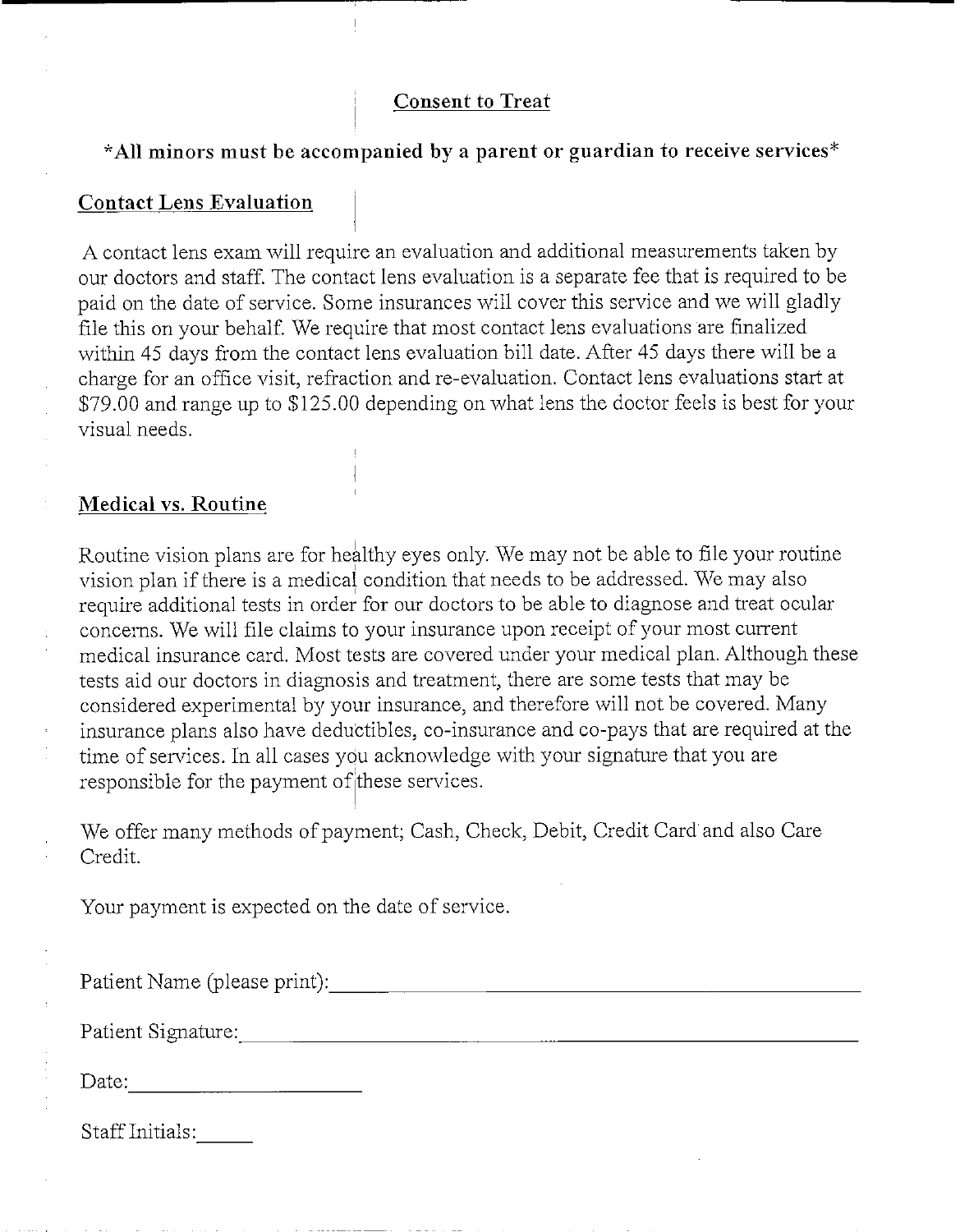## Consent to Treat

**\*All minors must be accompanied by a parent or guardian to receive services\***

### Contact Lens Evaluation

A contact lens exam will require an evaluation and additional measurements taken by our doctors and staff. The contact lens evaluation is a separate fee that is required to be paid on the date of service. Some insurances will cover this service and we will gladly file this on your behalf. We require that most contact lens evaluations are finalized within 45 days from the contact lens evaluation bill date. After 45 days there will be a charge for an office visit, refraction and re-evaluation. Contact lens evaluations start at $79.00 and range up to $125.00 depending on what lens the doctor feels is best for your visual needs.

### Medical vs. Routine

Routine vision plans are for healthy eyes only. We may not be able to file your routine vision plan if there is a medical condition that needs to be addressed. We may also require additional tests in order for our doctors to be able to diagnose and treat ocular concerns. We will file claims to your insurance upon receipt of your most current medical insurance card. Most tests are covered under your medical plan. Although these tests aid our doctors in diagnosis and treatment, there are some tests that may be considered experimental by your insurance, and therefore will not be covered. Many insurance plans also have deductibles, co-insurance and co-pays that are required at the time of services. In all cases you acknowledge with your signature that you are responsible for the payment of these services.

We offer many methods of payment; Cash, Check, Debit, Credit Card and also Care Credit.

Your payment is expected on the date of service.

Patient Name (please print):______________________________

Patient Signature:______________________________

Date:____________________

Staff Initials:_____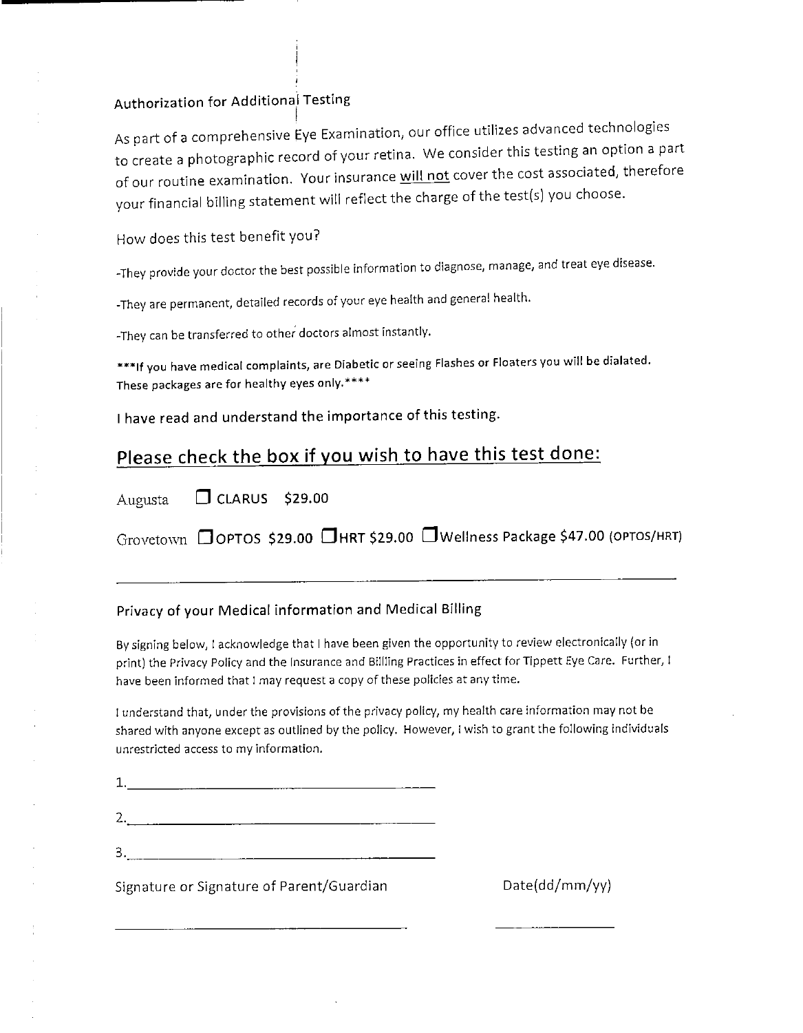## Authorization for Additional Testing

As part of a comprehensive Eye Examination, our office utilizes advanced technologies to create a photographic record of your retina. We consider this testing an option a part of our routine examination. Your insurance <u>will not</u> cover the cost associated, therefore your financial billing statement will reflect the charge of the test(s) you choose.

How does this test benefit you?

-They provide your doctor the best possible information to diagnose, manage, and treat eye disease.

-They are permanent, detailed records of your eye health and general health.

-They can be transferred to other doctors almost instantly.

***If you have medical complaints, are Diabetic or seeing Flashes or Floaters you will be dialated. These packages are for healthy eyes only.****

I have read and understand the importance of this testing.

## <u>Please check the box if you wish to have this test done:</u>

Augusta ☐ CLARUS $29.00

Grovetown ☐ OPTOS $29.00 ☐ HRT $29.00 ☐ Wellness Package $47.00 (OPTOS/HRT)

---

### Privacy of your Medical information and Medical Billing

By signing below, I acknowledge that I have been given the opportunity to review electronically (or in print) the Privacy Policy and the Insurance and Billing Practices in effect for Tippett Eye Care. Further, I have been informed that I may request a copy of these policies at any time.

I understand that, under the provisions of the privacy policy, my health care information may not be shared with anyone except as outlined by the policy. However, I wish to grant the following individuals unrestricted access to my information.

1.\_\_\_\_\_\_\_\_\_\_\_\_\_\_\_\_\_\_\_\_\_\_\_\_\_\_\_\_\_\_\_\_\_\_\_\_\_\_\_\_

2.\_\_\_\_\_\_\_\_\_\_\_\_\_\_\_\_\_\_\_\_\_\_\_\_\_\_\_\_\_\_\_\_\_\_\_\_\_\_\_\_

3.\_\_\_\_\_\_\_\_\_\_\_\_\_\_\_\_\_\_\_\_\_\_\_\_\_\_\_\_\_\_\_\_\_\_\_\_\_\_\_\_

Signature or Signature of Parent/Guardian Date(dd/mm/yy)

\_\_\_\_\_\_\_\_\_\_\_\_\_\_\_\_\_\_\_\_\_\_\_\_\_\_\_\_\_\_\_\_\_\_\_\_\_\_\_\_ \_\_\_\_\_\_\_\_\_\_\_\_\_\_\_\_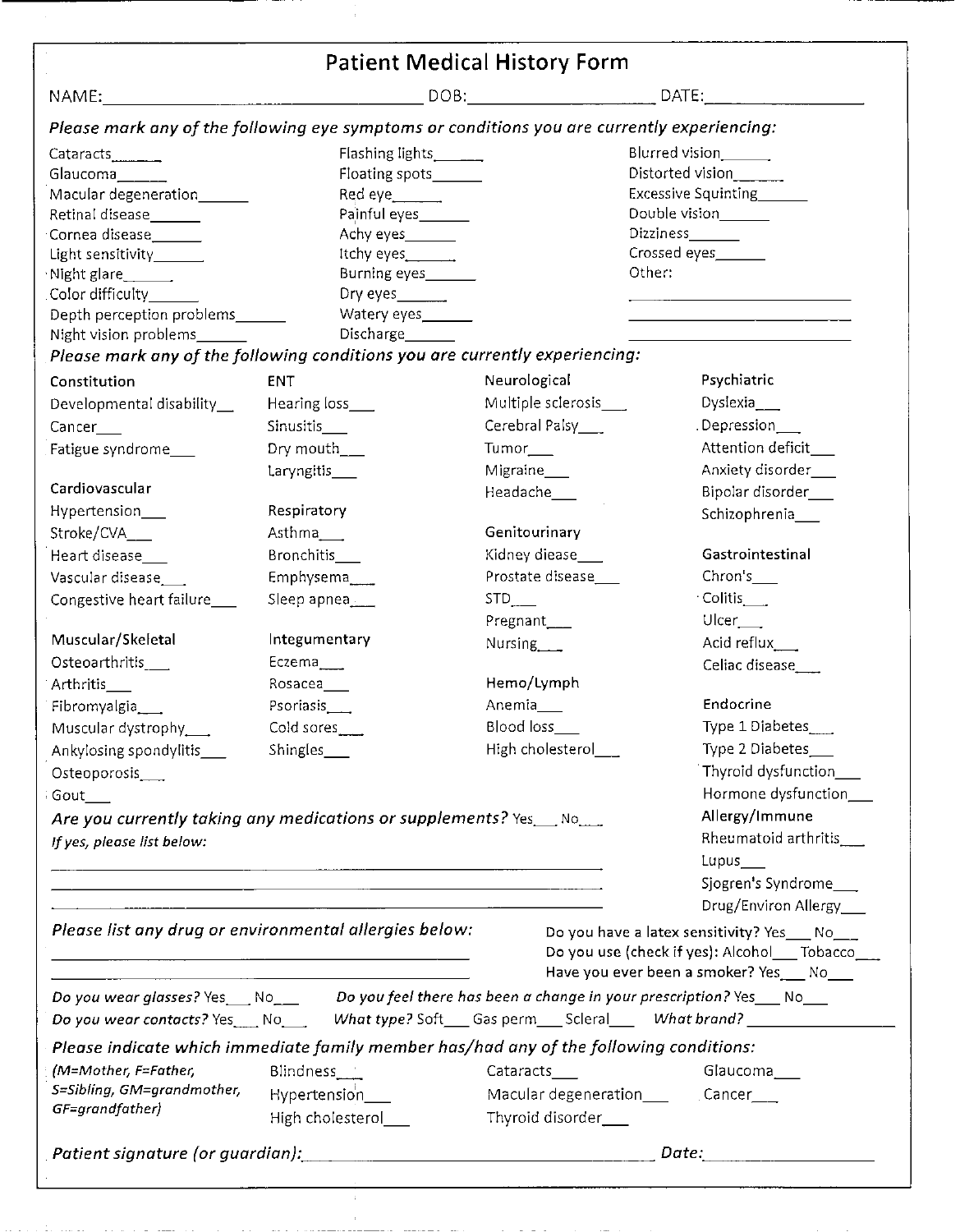# Patient Medical History Form

NAME:______________________ DOB:______________ DATE:____________

*Please mark any of the following eye symptoms or conditions you are currently experiencing:*

| | | |
|---|---|---|
| Cataracts______ | Flashing lights______ | Blurred vision______ |
| Glaucoma______ | Floating spots______ | Distorted vision______ |
| Macular degeneration______ | Red eye______ | Excessive Squinting______ |
| Retinal disease______ | Painful eyes______ | Double vision______ |
| Cornea disease______ | Achy eyes______ | Dizziness______ |
| Light sensitivity______ | Itchy eyes______ | Crossed eyes______ |
| Night glare______ | Burning eyes______ | Other: |
| Color difficulty______ | Dry eyes______ | ______________________ |
| Depth perception problems______ | Watery eyes______ | ______________________ |
| Night vision problems______ | Discharge______ | ______________________ |

*Please mark any of the following conditions you are currently experiencing:*

**Constitution**
- Developmental disability___
- Cancer___
- Fatigue syndrome___

**Cardiovascular**
- Hypertension___
- Stroke/CVA___
- Heart disease___
- Vascular disease___
- Congestive heart failure___

**Muscular/Skeletal**
- Osteoarthritis___
- Arthritis___
- Fibromyalgia___
- Muscular dystrophy___
- Ankylosing spondylitis___
- Osteoporosis___
- Gout___

**ENT**
- Hearing loss___
- Sinusitis___
- Dry mouth___
- Laryngitis___

**Respiratory**
- Asthma___
- Bronchitis___
- Emphysema___
- Sleep apnea___

**Integumentary**
- Eczema___
- Rosacea___
- Psoriasis___
- Cold sores___
- Shingles___

**Neurological**
- Multiple sclerosis___
- Cerebral Palsy___
- Tumor___
- Migraine___
- Headache___

**Genitourinary**
- Kidney diease___
- Prostate disease___
- STD___
- Pregnant___
- Nursing___

**Hemo/Lymph**
- Anemia___
- Blood loss___
- High cholesterol___

**Psychiatric**
- Dyslexia___
- Depression___
- Attention deficit___
- Anxiety disorder___
- Bipolar disorder___
- Schizophrenia___

**Gastrointestinal**
- Chron's___
- Colitis___
- Ulcer___
- Acid reflux___
- Celiac disease___

**Endocrine**
- Type 1 Diabetes___
- Type 2 Diabetes___
- Thyroid dysfunction___
- Hormone dysfunction___

**Allergy/Immune**
- Rheumatoid arthritis___
- Lupus___
- Sjogren's Syndrome___
- Drug/Environ Allergy___

*Are you currently taking any medications or supplements?* Yes___ No___

*If yes, please list below:*

______________________________________________

______________________________________________

______________________________________________

*Please list any drug or environmental allergies below:*

______________________________________________

______________________________________________

Do you have a latex sensitivity? Yes___ No___

Do you use (check if yes): Alcohol___ Tobacco___

Have you ever been a smoker? Yes___ No___

*Do you wear glasses?* Yes___ No___ *Do you feel there has been a change in your prescription?* Yes___ No___

*Do you wear contacts?* Yes___ No___ *What type?* Soft___ Gas perm___ Scleral___ *What brand?* ______________

*Please indicate which immediate family member has/had any of the following conditions:*

*(M=Mother, F=Father, S=Sibling, GM=grandmother, GF=grandfather)*

| | | |
|---|---|---|
| Blindness___ | Cataracts___ | Glaucoma___ |
| Hypertension___ | Macular degeneration___ | Cancer___ |
| High cholesterol___ | Thyroid disorder___ | |

*Patient signature (or guardian):*______________________________ *Date:*______________